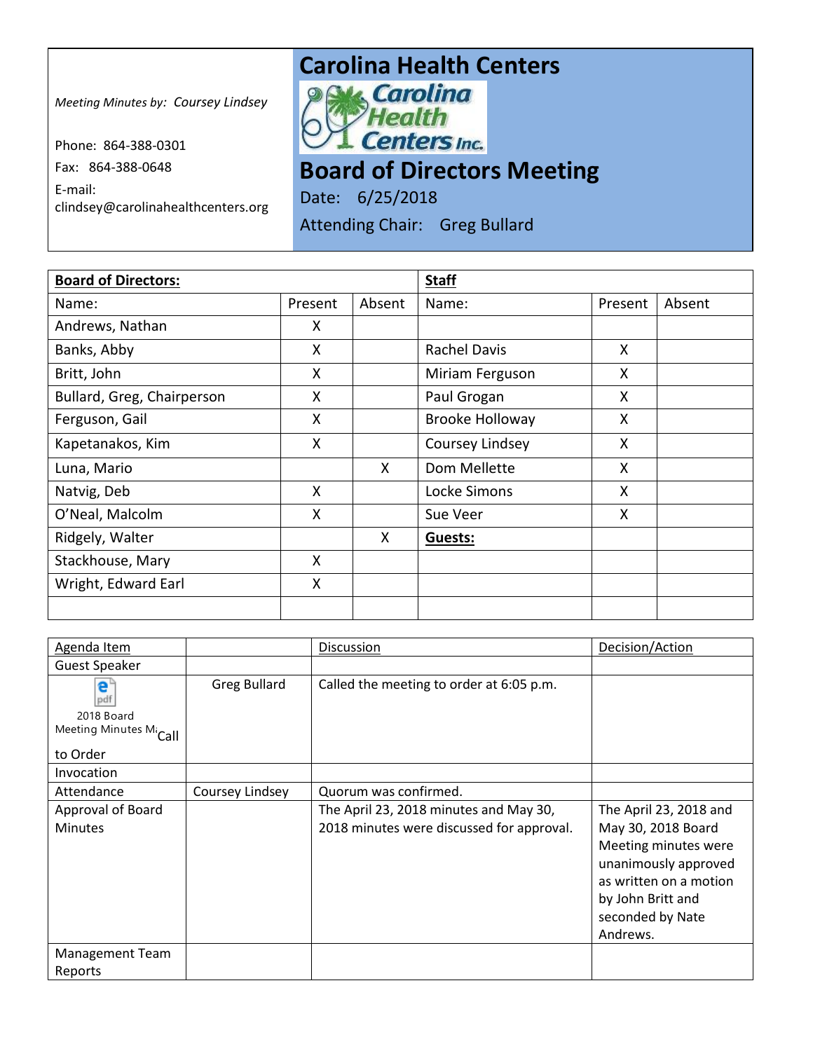Meeting Minutes by: Coursey Lindsey

Phone: 864-388-0301

Fax: 864-388-0648

E-mail: clindsey@carolinahealthcenters.org

# Carolina Health Centers

## Board of Directors Meeting

Date: 6/25/2018

Attending Chair: Greg Bullard

| **Board of Directors:** | | | **Staff** | | |
|---|---|---|---|---|---|
| Name: | Present | Absent | Name: | Present | Absent |
| Andrews, Nathan | X | | | | |
| Banks, Abby | X | | Rachel Davis | X | |
| Britt, John | X | | Miriam Ferguson | X | |
| Bullard, Greg, Chairperson | X | | Paul Grogan | X | |
| Ferguson, Gail | X | | Brooke Holloway | X | |
| Kapetanakos, Kim | X | | Coursey Lindsey | X | |
| Luna, Mario | | X | Dom Mellette | X | |
| Natvig, Deb | X | | Locke Simons | X | |
| O'Neal, Malcolm | X | | Sue Veer | X | |
| Ridgely, Walter | | X | **Guests:** | | |
| Stackhouse, Mary | X | | | | |
| Wright, Edward Earl | X | | | | |
| | | | | | |

| Agenda Item | | Discussion | Decision/Action |
|---|---|---|---|
| Guest Speaker | | | |
| 2018 Board Meeting Minutes M… Call to Order | Greg Bullard | Called the meeting to order at 6:05 p.m. | |
| Invocation | | | |
| Attendance | Coursey Lindsey | Quorum was confirmed. | |
| Approval of Board Minutes | | The April 23, 2018 minutes and May 30, 2018 minutes were discussed for approval. | The April 23, 2018 and May 30, 2018 Board Meeting minutes were unanimously approved as written on a motion by John Britt and seconded by Nate Andrews. |
| Management Team Reports | | | |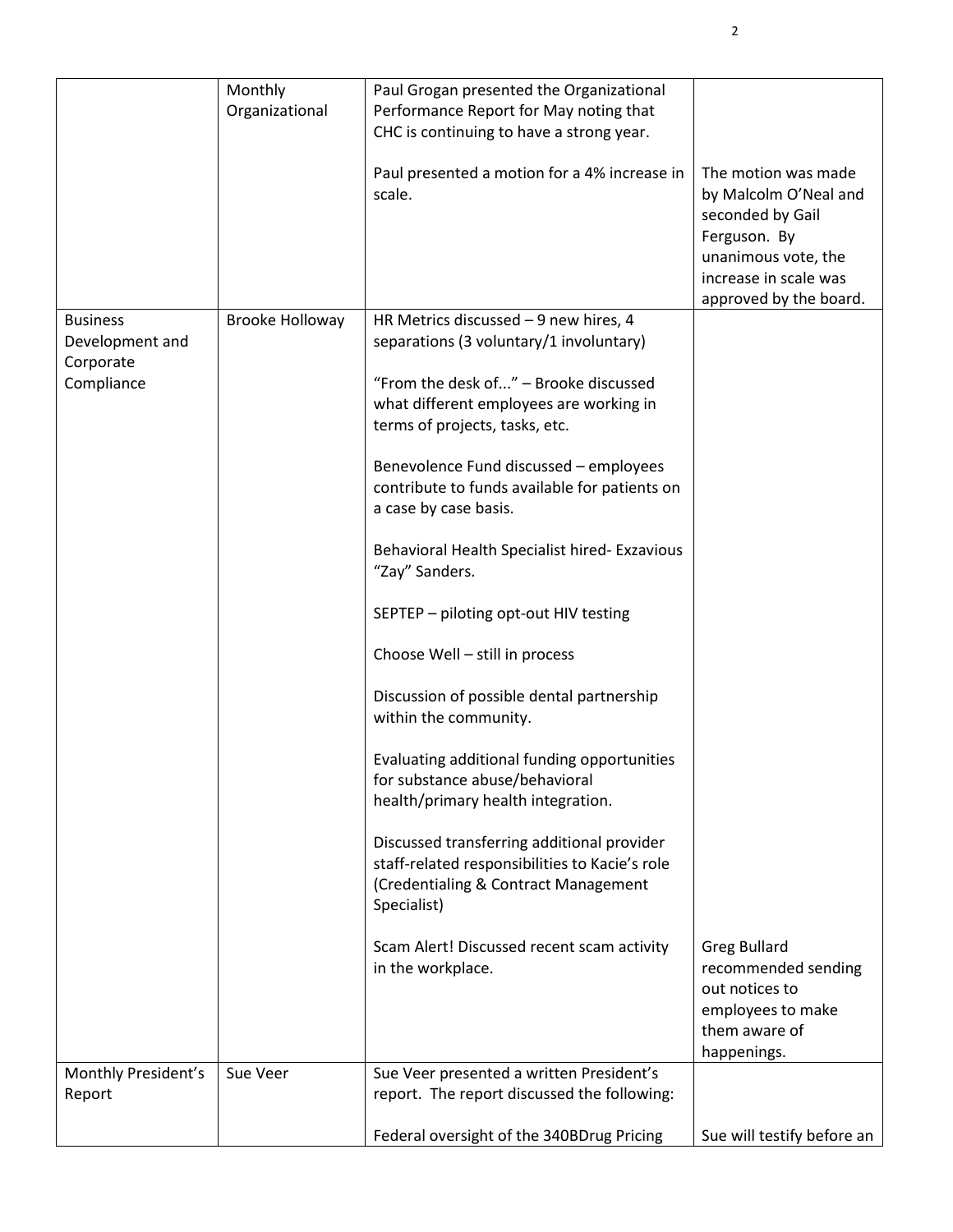| | | | |
|---|---|---|---|
| | Monthly Organizational | Paul Grogan presented the Organizational Performance Report for May noting that CHC is continuing to have a strong year.<br><br>Paul presented a motion for a 4% increase in scale. | <br><br><br>The motion was made by Malcolm O'Neal and seconded by Gail Ferguson. By unanimous vote, the increase in scale was approved by the board. |
| Business Development and Corporate Compliance | Brooke Holloway | HR Metrics discussed – 9 new hires, 4 separations (3 voluntary/1 involuntary)<br><br>"From the desk of..." – Brooke discussed what different employees are working in terms of projects, tasks, etc.<br><br>Benevolence Fund discussed – employees contribute to funds available for patients on a case by case basis.<br><br>Behavioral Health Specialist hired- Exzavious "Zay" Sanders.<br><br>SEPTEP – piloting opt-out HIV testing<br><br>Choose Well – still in process<br><br>Discussion of possible dental partnership within the community.<br><br>Evaluating additional funding opportunities for substance abuse/behavioral health/primary health integration.<br><br>Discussed transferring additional provider staff-related responsibilities to Kacie's role (Credentialing & Contract Management Specialist)<br><br>Scam Alert! Discussed recent scam activity in the workplace. | <br><br><br><br><br><br><br><br><br><br><br><br><br><br><br><br><br><br><br><br><br><br><br><br><br><br>Greg Bullard recommended sending out notices to employees to make them aware of happenings. |
| Monthly President's Report | Sue Veer | Sue Veer presented a written President's report. The report discussed the following:<br><br>Federal oversight of the 340BDrug Pricing | <br><br><br>Sue will testify before an |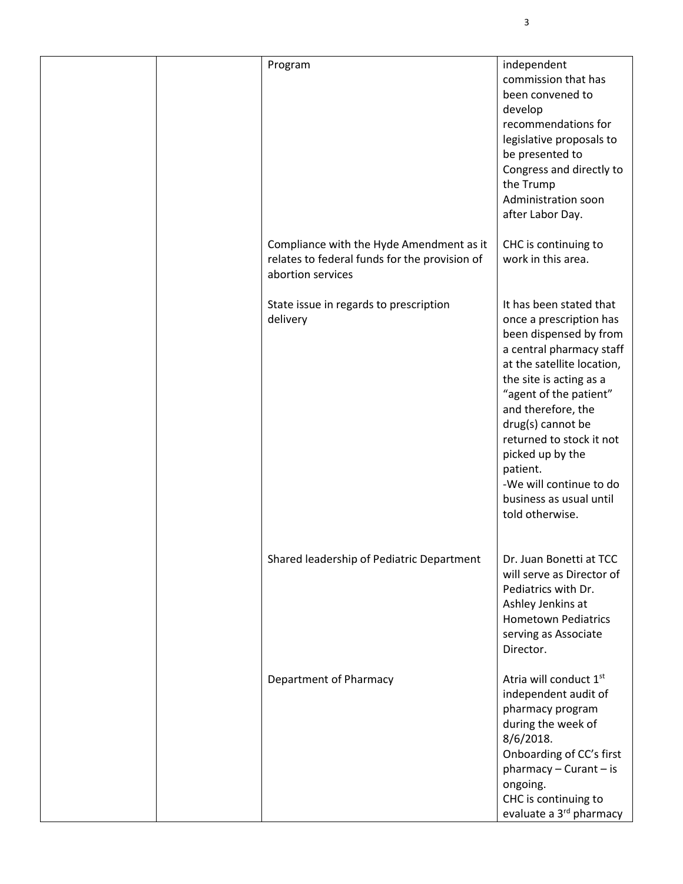|  |  | Program | independent commission that has been convened to develop recommendations for legislative proposals to be presented to Congress and directly to the Trump Administration soon after Labor Day. |
|---|---|---|---|
|  |  | Compliance with the Hyde Amendment as it relates to federal funds for the provision of abortion services | CHC is continuing to work in this area. |
|  |  | State issue in regards to prescription delivery | It has been stated that once a prescription has been dispensed by from a central pharmacy staff at the satellite location, the site is acting as a "agent of the patient" and therefore, the drug(s) cannot be returned to stock it not picked up by the patient.<br>-We will continue to do business as usual until told otherwise. |
|  |  | Shared leadership of Pediatric Department | Dr. Juan Bonetti at TCC will serve as Director of Pediatrics with Dr. Ashley Jenkins at Hometown Pediatrics serving as Associate Director. |
|  |  | Department of Pharmacy | Atria will conduct 1st independent audit of pharmacy program during the week of 8/6/2018.<br>Onboarding of CC's first pharmacy – Curant – is ongoing.<br>CHC is continuing to evaluate a 3rd pharmacy |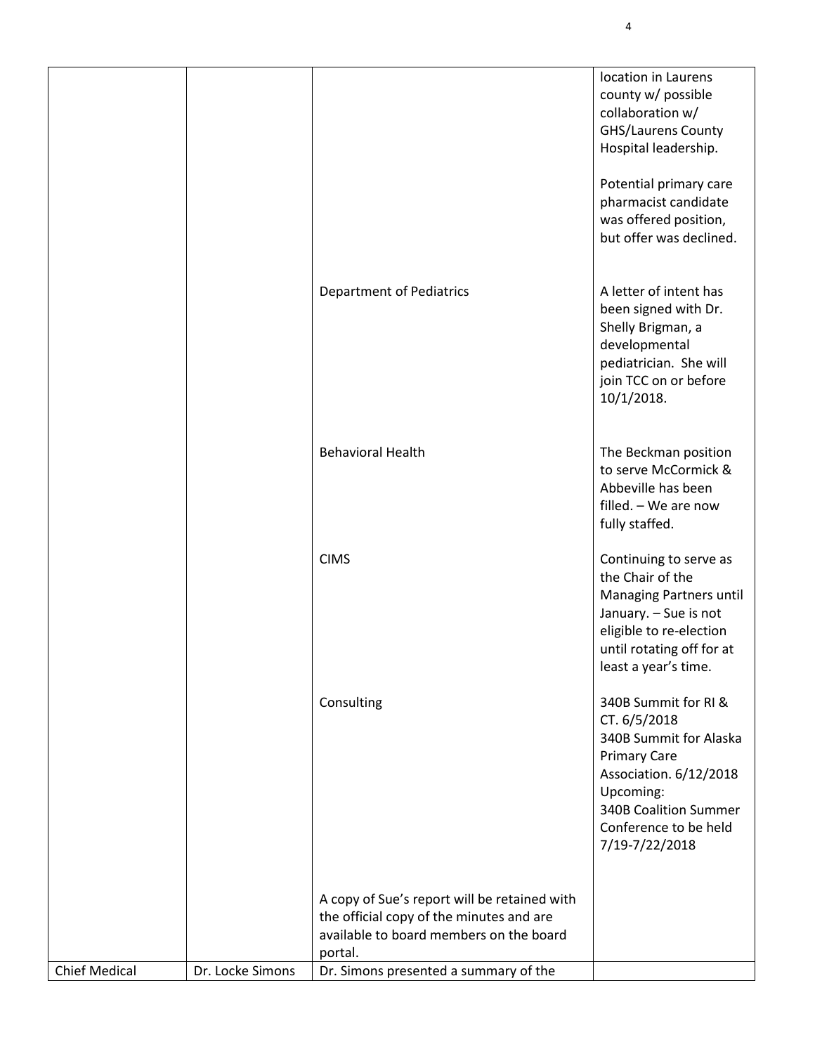|  |  |  |  |
|---|---|---|---|
|  |  |  | location in Laurens county w/ possible collaboration w/ GHS/Laurens County Hospital leadership.<br><br>Potential primary care pharmacist candidate was offered position, but offer was declined. |
|  |  | Department of Pediatrics | A letter of intent has been signed with Dr. Shelly Brigman, a developmental pediatrician. She will join TCC on or before 10/1/2018. |
|  |  | Behavioral Health | The Beckman position to serve McCormick & Abbeville has been filled. – We are now fully staffed. |
|  |  | CIMS | Continuing to serve as the Chair of the Managing Partners until January. – Sue is not eligible to re-election until rotating off for at least a year's time. |
|  |  | Consulting | 340B Summit for RI & CT. 6/5/2018<br>340B Summit for Alaska Primary Care Association. 6/12/2018<br>Upcoming:<br>340B Coalition Summer Conference to be held 7/19-7/22/2018 |
|  |  | A copy of Sue's report will be retained with the official copy of the minutes and are available to board members on the board portal. |  |
| Chief Medical | Dr. Locke Simons | Dr. Simons presented a summary of the |  |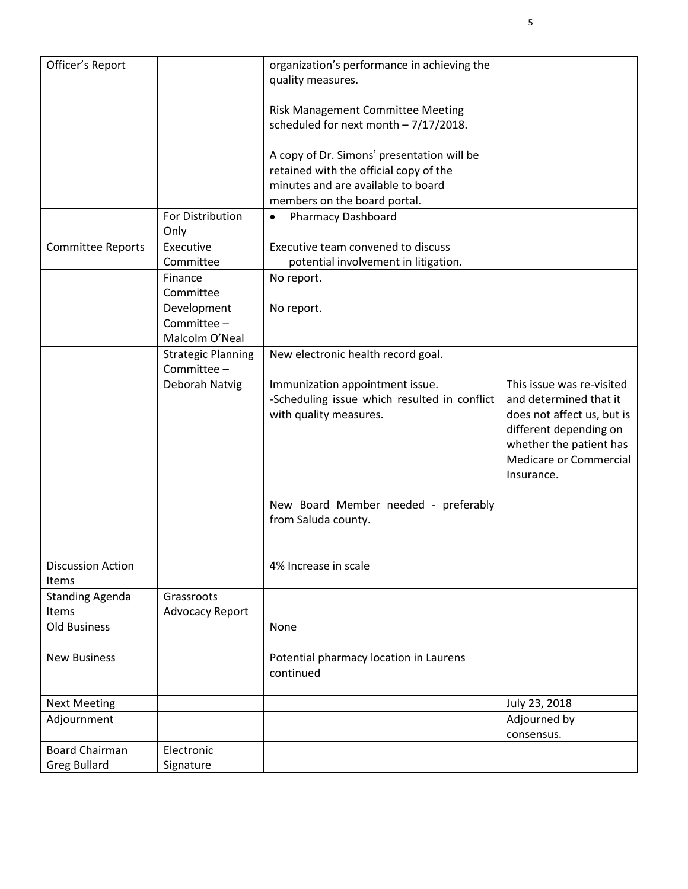| | | | |
|---|---|---|---|
| Officer's Report | | organization's performance in achieving the quality measures.<br><br>Risk Management Committee Meeting scheduled for next month – 7/17/2018.<br><br>A copy of Dr. Simons' presentation will be retained with the official copy of the minutes and are available to board members on the board portal. | |
| | For Distribution Only | • Pharmacy Dashboard | |
| Committee Reports | Executive Committee | Executive team convened to discuss potential involvement in litigation. | |
| | Finance Committee | No report. | |
| | Development Committee – Malcolm O'Neal | No report. | |
| | Strategic Planning Committee – Deborah Natvig | New electronic health record goal.<br><br>Immunization appointment issue.<br>-Scheduling issue which resulted in conflict with quality measures.<br><br>New Board Member needed - preferably from Saluda county. | This issue was re-visited and determined that it does not affect us, but is different depending on whether the patient has Medicare or Commercial Insurance. |
| Discussion Action Items | | 4% Increase in scale | |
| Standing Agenda Items | Grassroots Advocacy Report | | |
| Old Business | | None | |
| New Business | | Potential pharmacy location in Laurens continued | |
| Next Meeting | | | July 23, 2018 |
| Adjournment | | | Adjourned by consensus. |
| Board Chairman Greg Bullard | Electronic Signature | | |